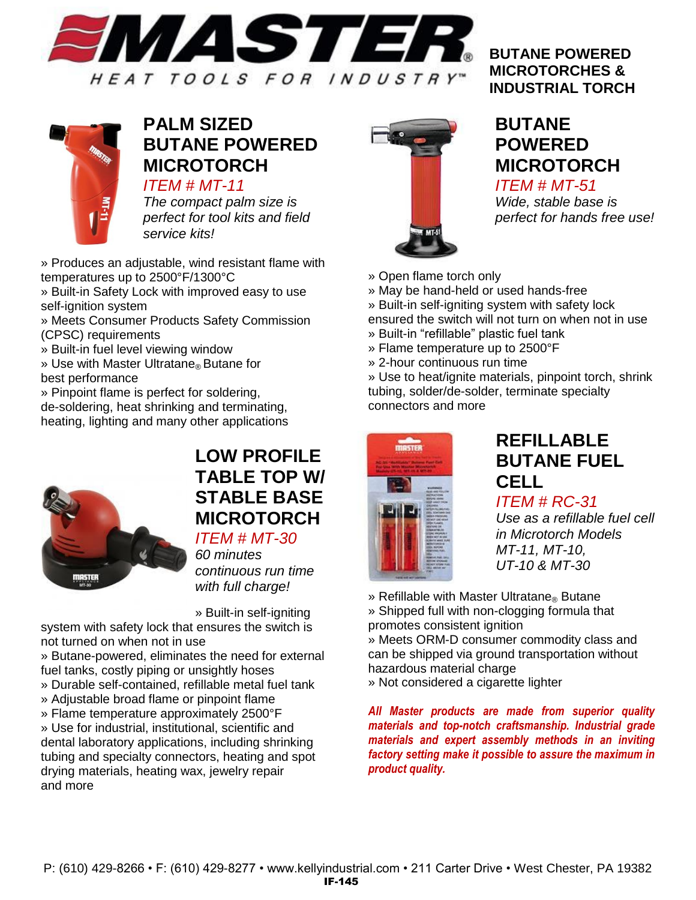# MASTER

HEAT TOOLS FOR INDUSTRY™

**BUTANE POWERED MICROTORCHES & INDUSTRIAL TORCH**

## PALM SIZED BUTANE POWERED MICROTORCH

*ITEM # MT-11*

*The compact palm size is perfect for tool kits and field service kits!*

» Produces an adjustable, wind resistant flame with temperatures up to 2500°F/1300°C
» Built-in Safety Lock with improved easy to use self-ignition system
» Meets Consumer Products Safety Commission (CPSC) requirements
» Built-in fuel level viewing window
» Use with Master Ultratane® Butane for best performance
» Pinpoint flame is perfect for soldering, de-soldering, heat shrinking and terminating, heating, lighting and many other applications

## LOW PROFILE TABLE TOP W/ STABLE BASE MICROTORCH

*ITEM # MT-30*

*60 minutes continuous run time with full charge!*

» Built-in self-igniting system with safety lock that ensures the switch is not turned on when not in use
» Butane-powered, eliminates the need for external fuel tanks, costly piping or unsightly hoses
» Durable self-contained, refillable metal fuel tank
» Adjustable broad flame or pinpoint flame
» Flame temperature approximately 2500°F
» Use for industrial, institutional, scientific and dental laboratory applications, including shrinking tubing and specialty connectors, heating and spot drying materials, heating wax, jewelry repair and more

## BUTANE POWERED MICROTORCH

*ITEM # MT-51*

*Wide, stable base is perfect for hands free use!*

» Open flame torch only
» May be hand-held or used hands-free
» Built-in self-igniting system with safety lock ensured the switch will not turn on when not in use
» Built-in "refillable" plastic fuel tank
» Flame temperature up to 2500°F
» 2-hour continuous run time
» Use to heat/ignite materials, pinpoint torch, shrink tubing, solder/de-solder, terminate specialty connectors and more

## REFILLABLE BUTANE FUEL CELL

*ITEM # RC-31*

*Use as a refillable fuel cell in Microtorch Models MT-11, MT-10, UT-10 & MT-30*

» Refillable with Master Ultratane® Butane
» Shipped full with non-clogging formula that promotes consistent ignition
» Meets ORM-D consumer commodity class and can be shipped via ground transportation without hazardous material charge
» Not considered a cigarette lighter

***All Master products are made from superior quality materials and top-notch craftsmanship. Industrial grade materials and expert assembly methods in an inviting factory setting make it possible to assure the maximum in product quality.***

P: (610) 429-8266 • F: (610) 429-8277 • www.kellyindustrial.com • 211 Carter Drive • West Chester, PA 19382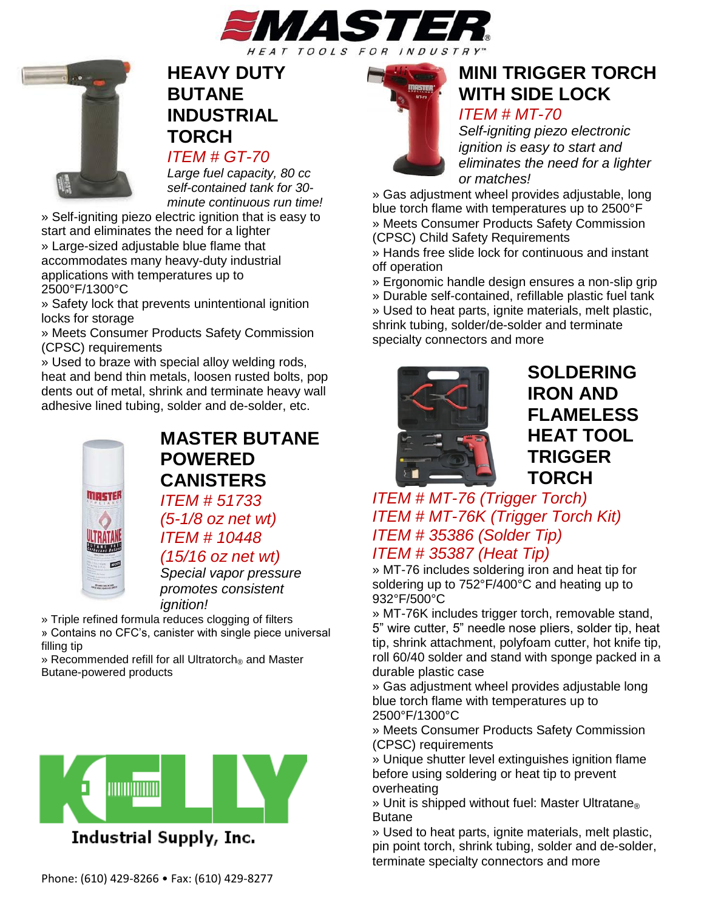# MASTER

HEAT TOOLS FOR INDUSTRY™

## HEAVY DUTY BUTANE INDUSTRIAL TORCH

*ITEM # GT-70*

*Large fuel capacity, 80 cc self-contained tank for 30-minute continuous run time!*

» Self-igniting piezo electric ignition that is easy to start and eliminates the need for a lighter
» Large-sized adjustable blue flame that accommodates many heavy-duty industrial applications with temperatures up to 2500°F/1300°C
» Safety lock that prevents unintentional ignition locks for storage
» Meets Consumer Products Safety Commission (CPSC) requirements
» Used to braze with special alloy welding rods, heat and bend thin metals, loosen rusted bolts, pop dents out of metal, shrink and terminate heavy wall adhesive lined tubing, solder and de-solder, etc.

## MASTER BUTANE POWERED CANISTERS

*ITEM # 51733*
*(5-1/8 oz net wt)*
*ITEM # 10448*
*(15/16 oz net wt)*

*Special vapor pressure promotes consistent ignition!*

» Triple refined formula reduces clogging of filters
» Contains no CFC's, canister with single piece universal filling tip
» Recommended refill for all Ultratorch® and Master Butane-powered products

## MINI TRIGGER TORCH WITH SIDE LOCK

*ITEM # MT-70*

*Self-igniting piezo electronic ignition is easy to start and eliminates the need for a lighter or matches!*

» Gas adjustment wheel provides adjustable, long blue torch flame with temperatures up to 2500°F
» Meets Consumer Products Safety Commission (CPSC) Child Safety Requirements
» Hands free slide lock for continuous and instant off operation
» Ergonomic handle design ensures a non-slip grip
» Durable self-contained, refillable plastic fuel tank
» Used to heat parts, ignite materials, melt plastic, shrink tubing, solder/de-solder and terminate specialty connectors and more

## SOLDERING IRON AND FLAMELESS HEAT TOOL TRIGGER TORCH

*ITEM # MT-76 (Trigger Torch)*
*ITEM # MT-76K (Trigger Torch Kit)*
*ITEM # 35386 (Solder Tip)*
*ITEM # 35387 (Heat Tip)*

» MT-76 includes soldering iron and heat tip for soldering up to 752°F/400°C and heating up to 932°F/500°C
» MT-76K includes trigger torch, removable stand, 5" wire cutter, 5" needle nose pliers, solder tip, heat tip, shrink attachment, polyfoam cutter, hot knife tip, roll 60/40 solder and stand with sponge packed in a durable plastic case
» Gas adjustment wheel provides adjustable long blue torch flame with temperatures up to 2500°F/1300°C
» Meets Consumer Products Safety Commission (CPSC) requirements
» Unique shutter level extinguishes ignition flame before using soldering or heat tip to prevent overheating
» Unit is shipped without fuel: Master Ultratane® Butane
» Used to heat parts, ignite materials, melt plastic, pin point torch, shrink tubing, solder and de-solder, terminate specialty connectors and more

KELLY Industrial Supply, Inc.

Phone: (610) 429-8266 • Fax: (610) 429-8277